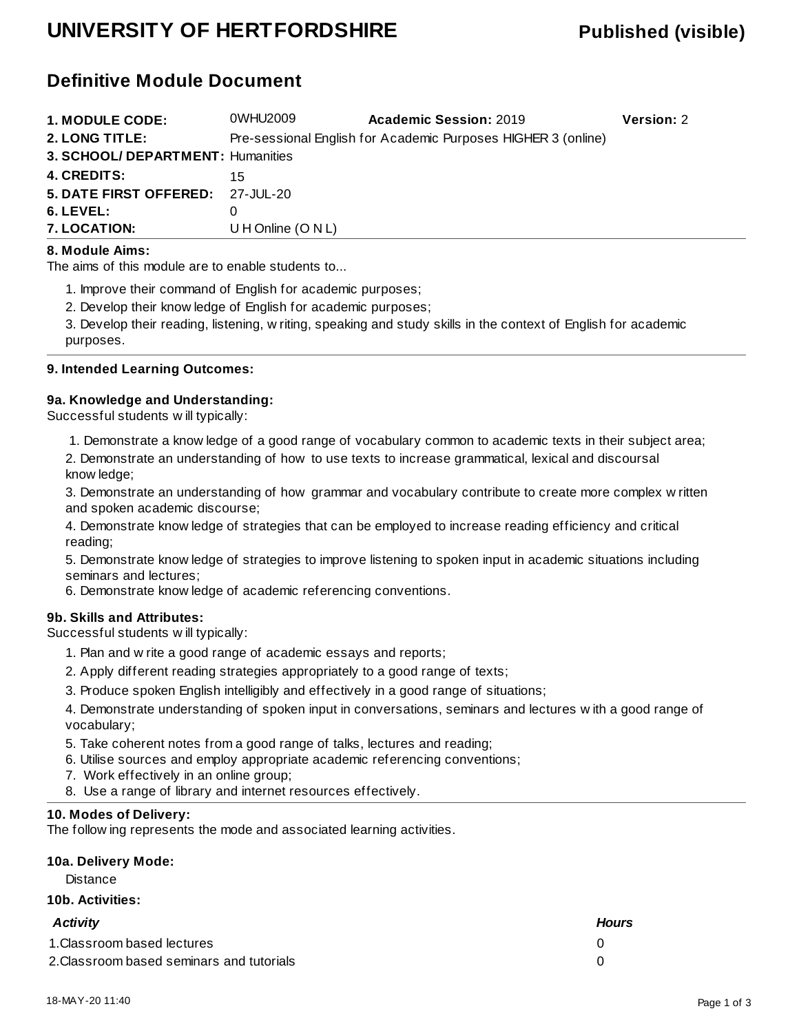# UNIVERSITY OF HERTFORDSHIRE

**Published (visible)**

## Definitive Module Document

| | | | |
|---|---|---|---|
| **1. MODULE CODE:** | 0WHU2009 | **Academic Session:** 2019 | **Version:** 2 |
| **2. LONG TITLE:** | Pre-sessional English for Academic Purposes HIGHER 3 (online) | | |
| **3. SCHOOL/ DEPARTMENT:** | Humanities | | |
| **4. CREDITS:** | 15 | | |
| **5. DATE FIRST OFFERED:** | 27-JUL-20 | | |
| **6. LEVEL:** | 0 | | |
| **7. LOCATION:** | U H Online (O N L) | | |

### 8. Module Aims:

The aims of this module are to enable students to...

1. Improve their command of English for academic purposes;
2. Develop their knowledge of English for academic purposes;
3. Develop their reading, listening, writing, speaking and study skills in the context of English for academic purposes.

### 9. Intended Learning Outcomes:

#### 9a. Knowledge and Understanding:

Successful students will typically:

1. Demonstrate a knowledge of a good range of vocabulary common to academic texts in their subject area;
2. Demonstrate an understanding of how to use texts to increase grammatical, lexical and discoursal knowledge;
3. Demonstrate an understanding of how grammar and vocabulary contribute to create more complex written and spoken academic discourse;
4. Demonstrate knowledge of strategies that can be employed to increase reading efficiency and critical reading;
5. Demonstrate knowledge of strategies to improve listening to spoken input in academic situations including seminars and lectures;
6. Demonstrate knowledge of academic referencing conventions.

#### 9b. Skills and Attributes:

Successful students will typically:

1. Plan and write a good range of academic essays and reports;
2. Apply different reading strategies appropriately to a good range of texts;
3. Produce spoken English intelligibly and effectively in a good range of situations;
4. Demonstrate understanding of spoken input in conversations, seminars and lectures with a good range of vocabulary;
5. Take coherent notes from a good range of talks, lectures and reading;
6. Utilise sources and employ appropriate academic referencing conventions;
7. Work effectively in an online group;
8. Use a range of library and internet resources effectively.

### 10. Modes of Delivery:

The following represents the mode and associated learning activities.

#### 10a. Delivery Mode:

Distance

#### 10b. Activities:

| *Activity* | *Hours* |
|---|---|
| 1.Classroom based lectures | 0 |
| 2.Classroom based seminars and tutorials | 0 |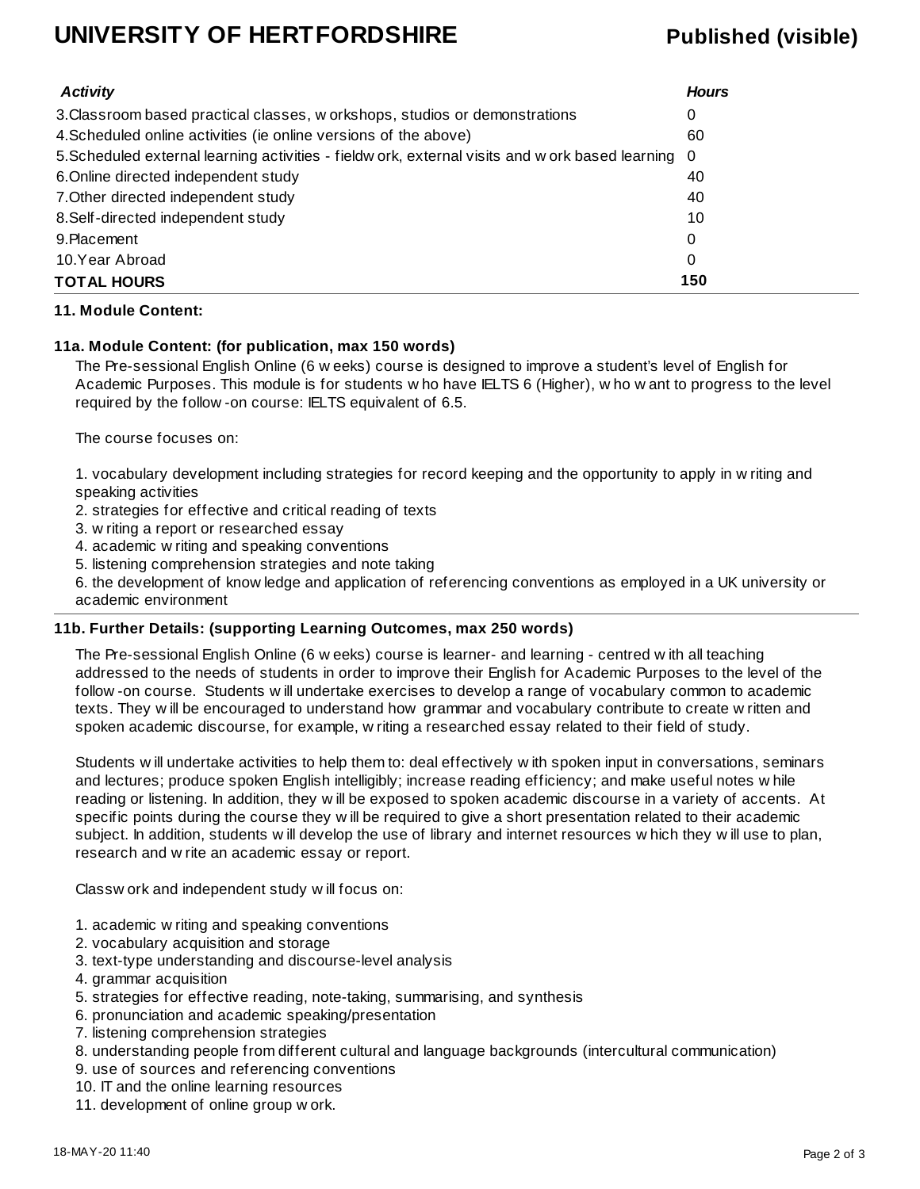| *Activity* | *Hours* |
| --- | --- |
| 3.Classroom based practical classes, workshops, studios or demonstrations | 0 |
| 4.Scheduled online activities (ie online versions of the above) | 60 |
| 5.Scheduled external learning activities - fieldwork, external visits and work based learning | 0 |
| 6.Online directed independent study | 40 |
| 7.Other directed independent study | 40 |
| 8.Self-directed independent study | 10 |
| 9.Placement | 0 |
| 10.Year Abroad | 0 |
| **TOTAL HOURS** | **150** |

**11. Module Content:**

**11a. Module Content: (for publication, max 150 words)**

The Pre-sessional English Online (6 weeks) course is designed to improve a student's level of English for Academic Purposes. This module is for students who have IELTS 6 (Higher), who want to progress to the level required by the follow-on course: IELTS equivalent of 6.5.

The course focuses on:

1. vocabulary development including strategies for record keeping and the opportunity to apply in writing and speaking activities
2. strategies for effective and critical reading of texts
3. writing a report or researched essay
4. academic writing and speaking conventions
5. listening comprehension strategies and note taking
6. the development of knowledge and application of referencing conventions as employed in a UK university or academic environment

**11b. Further Details: (supporting Learning Outcomes, max 250 words)**

The Pre-sessional English Online (6 weeks) course is learner- and learning - centred with all teaching addressed to the needs of students in order to improve their English for Academic Purposes to the level of the follow-on course. Students will undertake exercises to develop a range of vocabulary common to academic texts. They will be encouraged to understand how grammar and vocabulary contribute to create written and spoken academic discourse, for example, writing a researched essay related to their field of study.

Students will undertake activities to help them to: deal effectively with spoken input in conversations, seminars and lectures; produce spoken English intelligibly; increase reading efficiency; and make useful notes while reading or listening. In addition, they will be exposed to spoken academic discourse in a variety of accents. At specific points during the course they will be required to give a short presentation related to their academic subject. In addition, students will develop the use of library and internet resources which they will use to plan, research and write an academic essay or report.

Classwork and independent study will focus on:

1. academic writing and speaking conventions
2. vocabulary acquisition and storage
3. text-type understanding and discourse-level analysis
4. grammar acquisition
5. strategies for effective reading, note-taking, summarising, and synthesis
6. pronunciation and academic speaking/presentation
7. listening comprehension strategies
8. understanding people from different cultural and language backgrounds (intercultural communication)
9. use of sources and referencing conventions
10. IT and the online learning resources
11. development of online group work.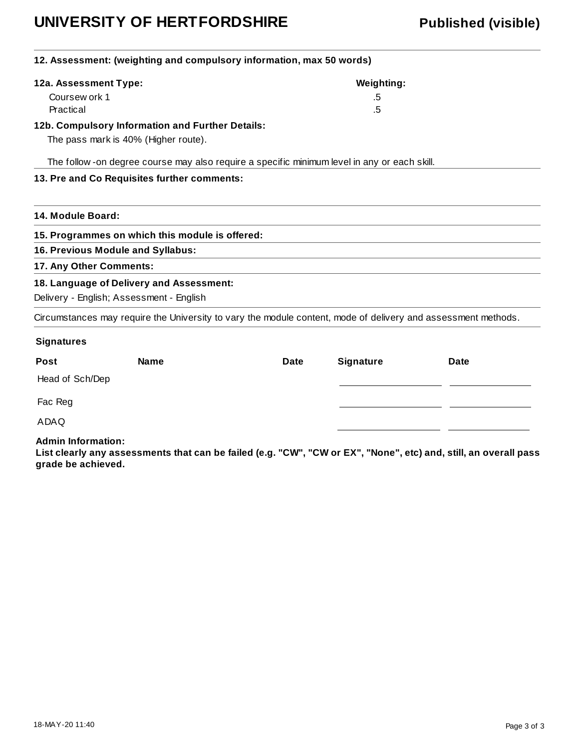### 12. Assessment: (weighting and compulsory information, max 50 words)

**12a. Assessment Type:**

| Assessment Type | Weighting |
| --- | --- |
| Coursework 1 | .5 |
| Practical | .5 |

**12b. Compulsory Information and Further Details:**

The pass mark is 40% (Higher route).

The follow-on degree course may also require a specific minimum level in any or each skill.

### 13. Pre and Co Requisites further comments:

### 14. Module Board:

### 15. Programmes on which this module is offered:

### 16. Previous Module and Syllabus:

### 17. Any Other Comments:

### 18. Language of Delivery and Assessment:

Delivery - English; Assessment - English

Circumstances may require the University to vary the module content, mode of delivery and assessment methods.

**Signatures**

| Post | Name | Date | Signature | Date |
| --- | --- | --- | --- | --- |
| Head of Sch/Dep | | | | |
| Fac Reg | | | | |
| ADAQ | | | | |

**Admin Information:**

**List clearly any assessments that can be failed (e.g. "CW", "CW or EX", "None", etc) and, still, an overall pass grade be achieved.**

18-MAY-20 11:40